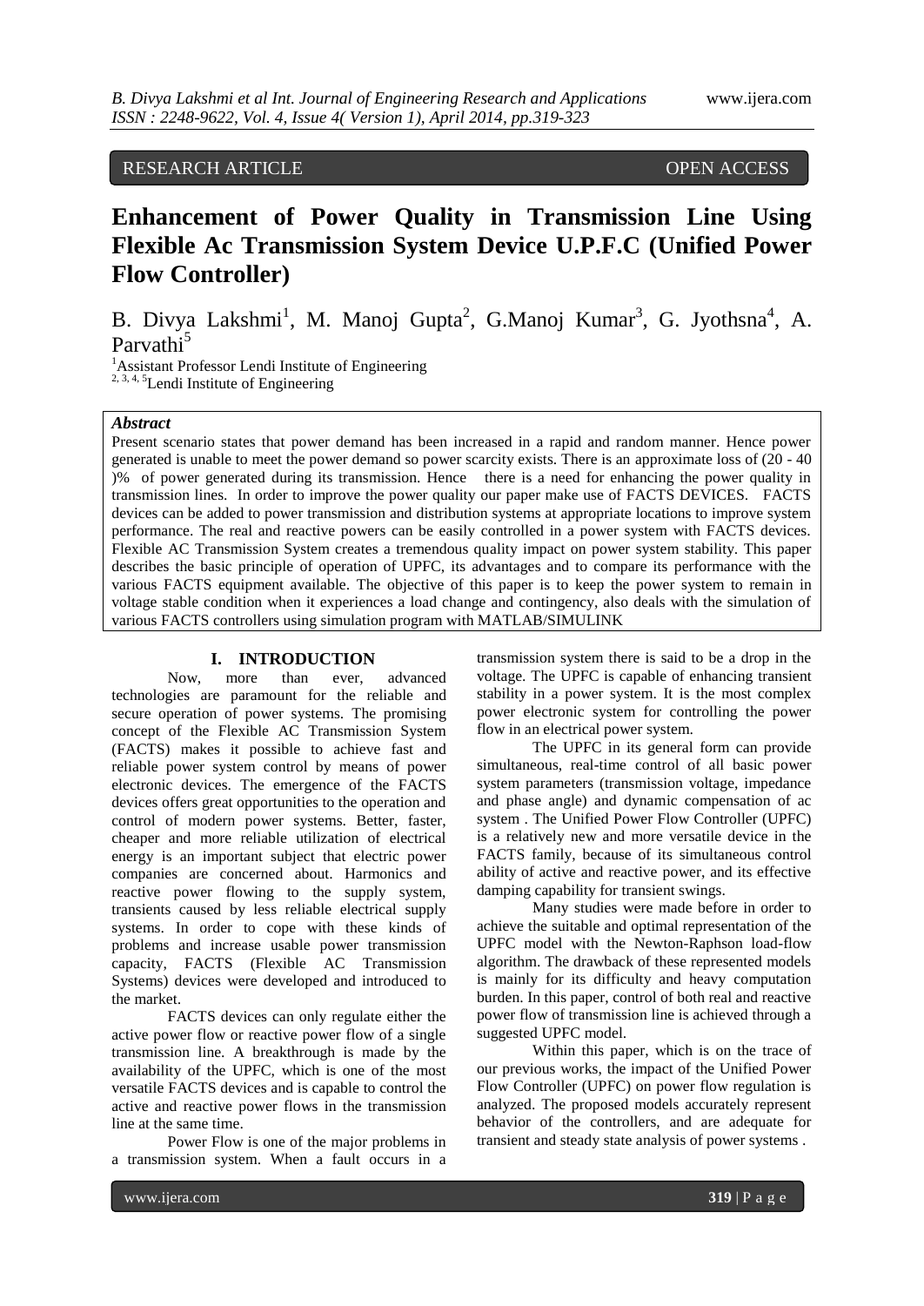RESEARCH ARTICLE OPEN ACCESS

# Enhancement of Power Quality in Transmission Line Using Flexible Ac Transmission System Device U.P.F.C (Unified Power Flow Controller)

B. Divya Lakshmi[1], M. Manoj Gupta[2], G.Manoj Kumar[3], G. Jyothsna[4], A. Parvathi[5]

[1]Assistant Professor Lendi Institute of Engineering
[2, 3, 4, 5]Lendi Institute of Engineering

### *Abstract*

Present scenario states that power demand has been increased in a rapid and random manner. Hence power generated is unable to meet the power demand so power scarcity exists. There is an approximate loss of (20 - 40 )% of power generated during its transmission. Hence there is a need for enhancing the power quality in transmission lines. In order to improve the power quality our paper make use of FACTS DEVICES. FACTS devices can be added to power transmission and distribution systems at appropriate locations to improve system performance. The real and reactive powers can be easily controlled in a power system with FACTS devices. Flexible AC Transmission System creates a tremendous quality impact on power system stability. This paper describes the basic principle of operation of UPFC, its advantages and to compare its performance with the various FACTS equipment available. The objective of this paper is to keep the power system to remain in voltage stable condition when it experiences a load change and contingency, also deals with the simulation of various FACTS controllers using simulation program with MATLAB/SIMULINK

## I. INTRODUCTION

Now, more than ever, advanced technologies are paramount for the reliable and secure operation of power systems. The promising concept of the Flexible AC Transmission System (FACTS) makes it possible to achieve fast and reliable power system control by means of power electronic devices. The emergence of the FACTS devices offers great opportunities to the operation and control of modern power systems. Better, faster, cheaper and more reliable utilization of electrical energy is an important subject that electric power companies are concerned about. Harmonics and reactive power flowing to the supply system, transients caused by less reliable electrical supply systems. In order to cope with these kinds of problems and increase usable power transmission capacity, FACTS (Flexible AC Transmission Systems) devices were developed and introduced to the market.

FACTS devices can only regulate either the active power flow or reactive power flow of a single transmission line. A breakthrough is made by the availability of the UPFC, which is one of the most versatile FACTS devices and is capable to control the active and reactive power flows in the transmission line at the same time.

Power Flow is one of the major problems in a transmission system. When a fault occurs in a transmission system there is said to be a drop in the voltage. The UPFC is capable of enhancing transient stability in a power system. It is the most complex power electronic system for controlling the power flow in an electrical power system.

The UPFC in its general form can provide simultaneous, real-time control of all basic power system parameters (transmission voltage, impedance and phase angle) and dynamic compensation of ac system . The Unified Power Flow Controller (UPFC) is a relatively new and more versatile device in the FACTS family, because of its simultaneous control ability of active and reactive power, and its effective damping capability for transient swings.

Many studies were made before in order to achieve the suitable and optimal representation of the UPFC model with the Newton-Raphson load-flow algorithm. The drawback of these represented models is mainly for its difficulty and heavy computation burden. In this paper, control of both real and reactive power flow of transmission line is achieved through a suggested UPFC model.

Within this paper, which is on the trace of our previous works, the impact of the Unified Power Flow Controller (UPFC) on power flow regulation is analyzed. The proposed models accurately represent behavior of the controllers, and are adequate for transient and steady state analysis of power systems .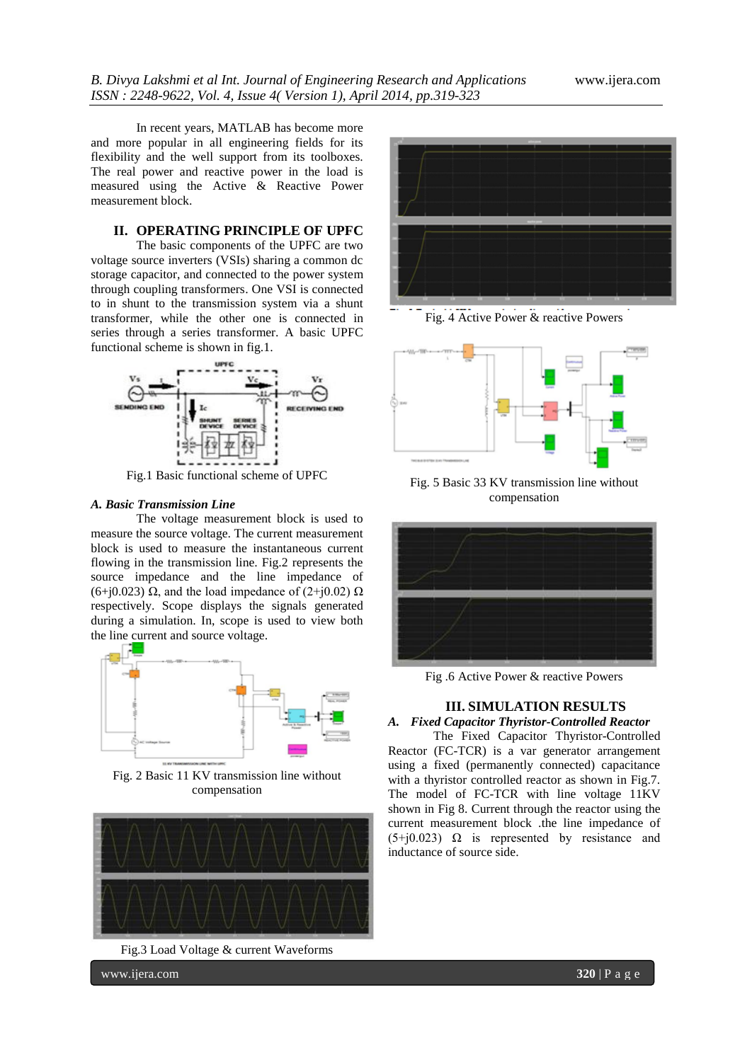In recent years, MATLAB has become more and more popular in all engineering fields for its flexibility and the well support from its toolboxes. The real power and reactive power in the load is measured using the Active & Reactive Power measurement block.

## II. OPERATING PRINCIPLE OF UPFC

The basic components of the UPFC are two voltage source inverters (VSIs) sharing a common dc storage capacitor, and connected to the power system through coupling transformers. One VSI is connected to in shunt to the transmission system via a shunt transformer, while the other one is connected in series through a series transformer. A basic UPFC functional scheme is shown in fig.1.

Fig.1 Basic functional scheme of UPFC

### *A. Basic Transmission Line*

The voltage measurement block is used to measure the source voltage. The current measurement block is used to measure the instantaneous current flowing in the transmission line. Fig.2 represents the source impedance and the line impedance of (6+j0.023) Ω, and the load impedance of (2+j0.02) Ω respectively. Scope displays the signals generated during a simulation. In, scope is used to view both the line current and source voltage.

Fig. 2 Basic 11 KV transmission line without compensation

Fig.3 Load Voltage & current Waveforms

Fig. 4 Active Power & reactive Powers

Fig. 5 Basic 33 KV transmission line without compensation

Fig .6 Active Power & reactive Powers

## III. SIMULATION RESULTS

### *A. Fixed Capacitor Thyristor-Controlled Reactor*

The Fixed Capacitor Thyristor-Controlled Reactor (FC-TCR) is a var generator arrangement using a fixed (permanently connected) capacitance with a thyristor controlled reactor as shown in Fig.7. The model of FC-TCR with line voltage 11KV shown in Fig 8. Current through the reactor using the current measurement block .the line impedance of (5+j0.023) Ω is represented by resistance and inductance of source side.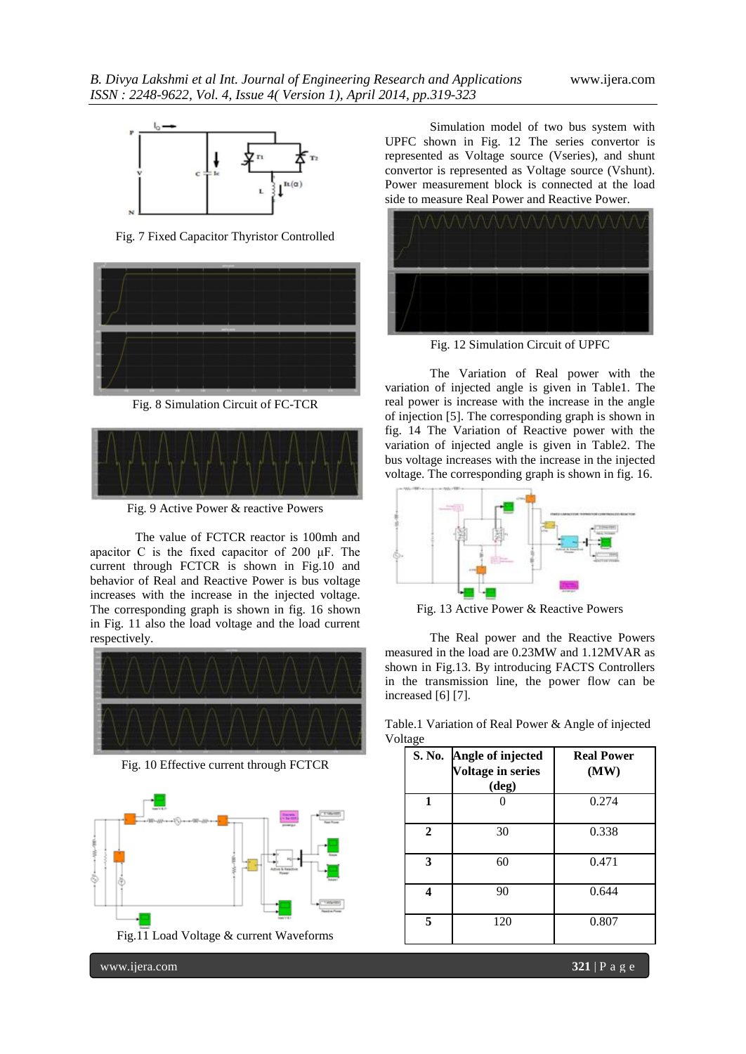Fig. 7 Fixed Capacitor Thyristor Controlled

Fig. 8 Simulation Circuit of FC-TCR

Fig. 9 Active Power & reactive Powers

The value of FCTCR reactor is 100mh and apacitor C is the fixed capacitor of 200 µF. The current through FCTCR is shown in Fig.10 and behavior of Real and Reactive Power is bus voltage increases with the increase in the injected voltage. The corresponding graph is shown in fig. 16 shown in Fig. 11 also the load voltage and the load current respectively.

Fig. 10 Effective current through FCTCR

Fig.11 Load Voltage & current Waveforms

Simulation model of two bus system with UPFC shown in Fig. 12 The series convertor is represented as Voltage source (Vseries), and shunt convertor is represented as Voltage source (Vshunt). Power measurement block is connected at the load side to measure Real Power and Reactive Power.

Fig. 12 Simulation Circuit of UPFC

The Variation of Real power with the variation of injected angle is given in Table1. The real power is increase with the increase in the angle of injection [5]. The corresponding graph is shown in fig. 14 The Variation of Reactive power with the variation of injected angle is given in Table2. The bus voltage increases with the increase in the injected voltage. The corresponding graph is shown in fig. 16.

Fig. 13 Active Power & Reactive Powers

The Real power and the Reactive Powers measured in the load are 0.23MW and 1.12MVAR as shown in Fig.13. By introducing FACTS Controllers in the transmission line, the power flow can be increased [6] [7].

Table.1 Variation of Real Power & Angle of injected Voltage

| S. No. | Angle of injected Voltage in series (deg) | Real Power (MW) |
|---|---|---|
| 1 | 0 | 0.274 |
| 2 | 30 | 0.338 |
| 3 | 60 | 0.471 |
| 4 | 90 | 0.644 |
| 5 | 120 | 0.807 |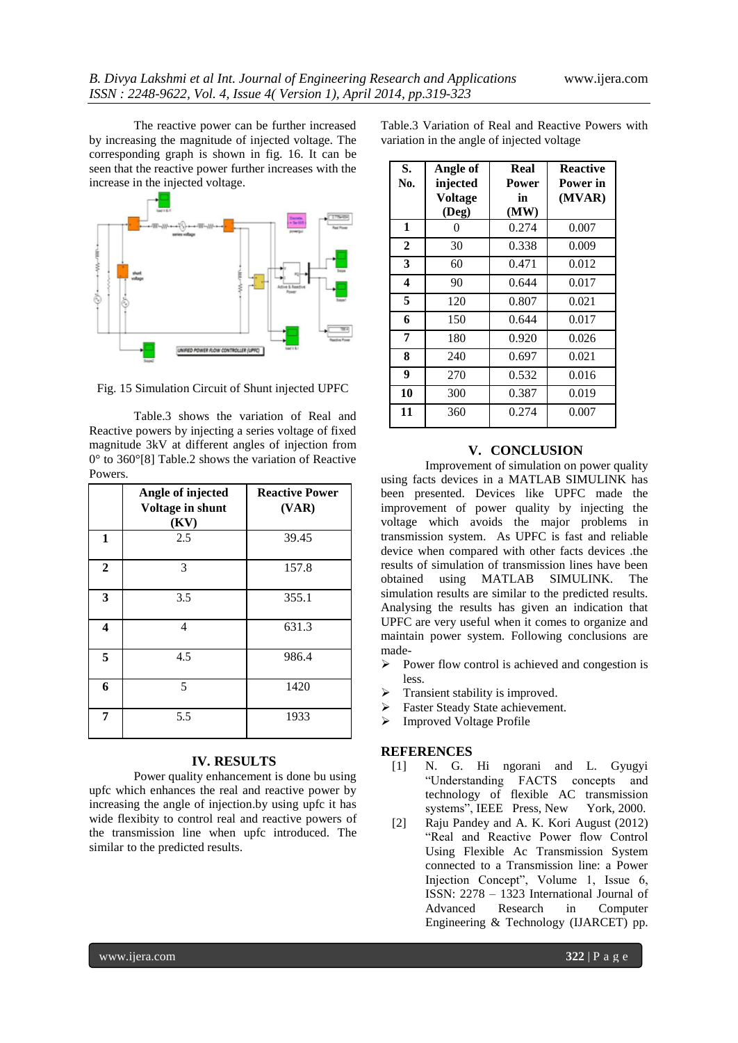The reactive power can be further increased by increasing the magnitude of injected voltage. The corresponding graph is shown in fig. 16. It can be seen that the reactive power further increases with the increase in the injected voltage.

Fig. 15 Simulation Circuit of Shunt injected UPFC

Table.3 shows the variation of Real and Reactive powers by injecting a series voltage of fixed magnitude 3kV at different angles of injection from 0° to 360°[8] Table.2 shows the variation of Reactive Powers.

| | Angle of injected Voltage in shunt (KV) | Reactive Power (VAR) |
|---|---|---|
| 1 | 2.5 | 39.45 |
| 2 | 3 | 157.8 |
| 3 | 3.5 | 355.1 |
| 4 | 4 | 631.3 |
| 5 | 4.5 | 986.4 |
| 6 | 5 | 1420 |
| 7 | 5.5 | 1933 |

## IV. RESULTS

Power quality enhancement is done bu using upfc which enhances the real and reactive power by increasing the angle of injection.by using upfc it has wide flexibity to control real and reactive powers of the transmission line when upfc introduced. The similar to the predicted results.

Table.3 Variation of Real and Reactive Powers with variation in the angle of injected voltage

| S. No. | Angle of injected Voltage (Deg) | Real Power in (MW) | Reactive Power in (MVAR) |
|---|---|---|---|
| 1 | 0 | 0.274 | 0.007 |
| 2 | 30 | 0.338 | 0.009 |
| 3 | 60 | 0.471 | 0.012 |
| 4 | 90 | 0.644 | 0.017 |
| 5 | 120 | 0.807 | 0.021 |
| 6 | 150 | 0.644 | 0.017 |
| 7 | 180 | 0.920 | 0.026 |
| 8 | 240 | 0.697 | 0.021 |
| 9 | 270 | 0.532 | 0.016 |
| 10 | 300 | 0.387 | 0.019 |
| 11 | 360 | 0.274 | 0.007 |

## V. CONCLUSION

Improvement of simulation on power quality using facts devices in a MATLAB SIMULINK has been presented. Devices like UPFC made the improvement of power quality by injecting the voltage which avoids the major problems in transmission system. As UPFC is fast and reliable device when compared with other facts devices .the results of simulation of transmission lines have been obtained using MATLAB SIMULINK. The simulation results are similar to the predicted results. Analysing the results has given an indication that UPFC are very useful when it comes to organize and maintain power system. Following conclusions are made-

- Power flow control is achieved and congestion is less.
- Transient stability is improved.
- Faster Steady State achievement.
- Improved Voltage Profile

## REFERENCES

[1] N. G. Hi ngorani and L. Gyugyi "Understanding FACTS concepts and technology of flexible AC transmission systems", IEEE Press, New York, 2000.

[2] Raju Pandey and A. K. Kori August (2012) "Real and Reactive Power flow Control Using Flexible Ac Transmission System connected to a Transmission line: a Power Injection Concept", Volume 1, Issue 6, ISSN: 2278 – 1323 International Journal of Advanced Research in Computer Engineering & Technology (IJARCET) pp.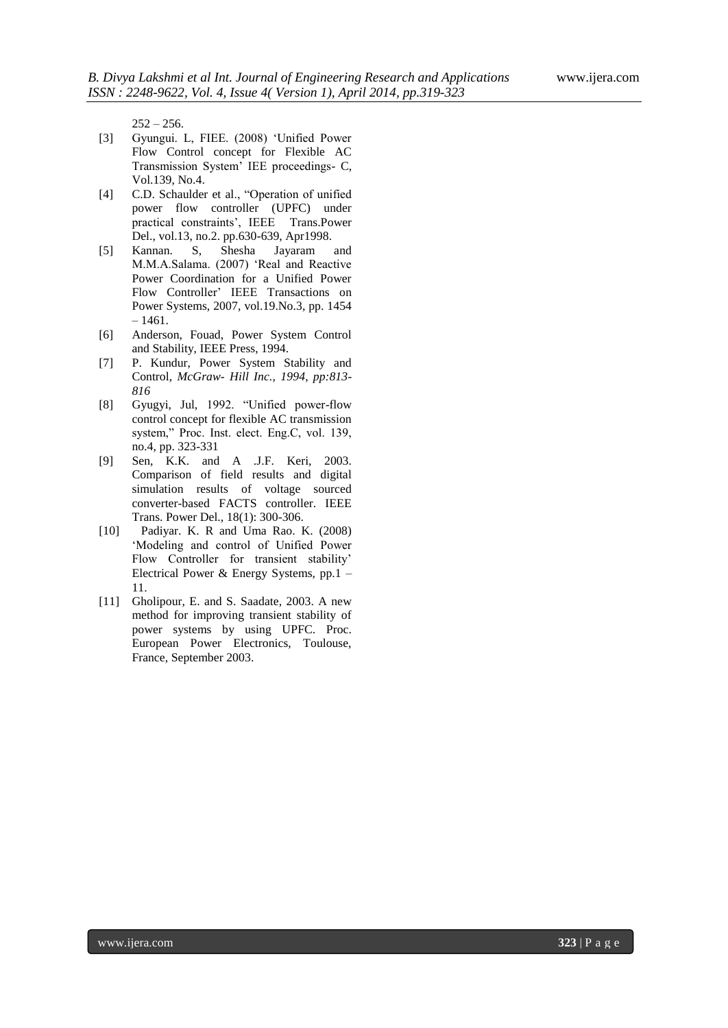252 – 256.

[3] Gyungui. L, FIEE. (2008) 'Unified Power Flow Control concept for Flexible AC Transmission System' IEE proceedings- C, Vol.139, No.4.

[4] C.D. Schaulder et al., "Operation of unified power flow controller (UPFC) under practical constraints', IEEE Trans.Power Del., vol.13, no.2. pp.630-639, Apr1998.

[5] Kannan. S, Shesha Jayaram and M.M.A.Salama. (2007) 'Real and Reactive Power Coordination for a Unified Power Flow Controller' IEEE Transactions on Power Systems, 2007, vol.19.No.3, pp. 1454 – 1461.

[6] Anderson, Fouad, Power System Control and Stability, IEEE Press, 1994.

[7] P. Kundur, Power System Stability and Control, *McGraw- Hill Inc., 1994, pp:813-816*

[8] Gyugyi, Jul, 1992. "Unified power-flow control concept for flexible AC transmission system," Proc. Inst. elect. Eng.C, vol. 139, no.4, pp. 323-331

[9] Sen, K.K. and A .J.F. Keri, 2003. Comparison of field results and digital simulation results of voltage sourced converter-based FACTS controller. IEEE Trans. Power Del., 18(1): 300-306.

[10] Padiyar. K. R and Uma Rao. K. (2008) 'Modeling and control of Unified Power Flow Controller for transient stability' Electrical Power & Energy Systems, pp.1 – 11.

[11] Gholipour, E. and S. Saadate, 2003. A new method for improving transient stability of power systems by using UPFC. Proc. European Power Electronics, Toulouse, France, September 2003.